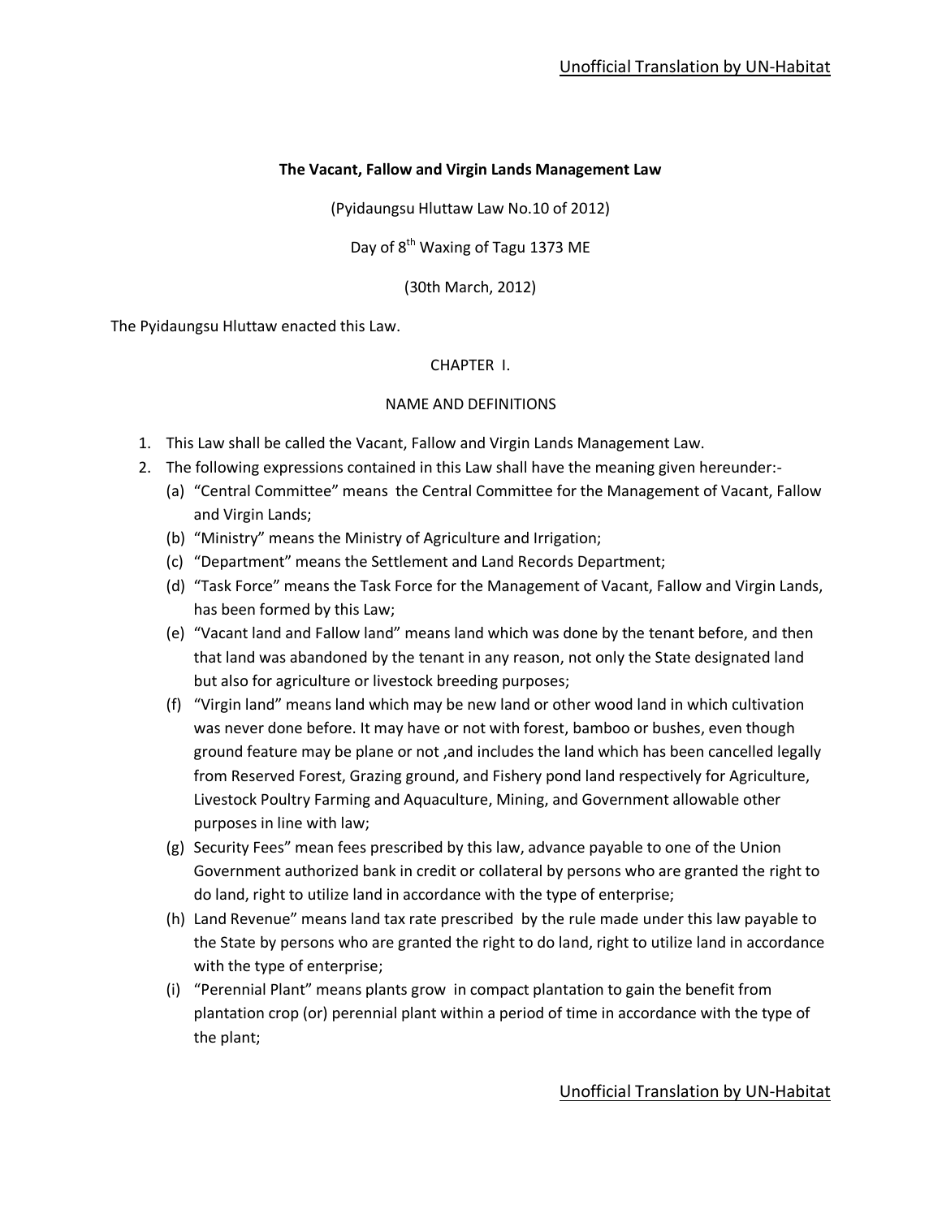**The Vacant, Fallow and Virgin Lands Management Law**

(Pyidaungsu Hluttaw Law No.10 of 2012)

Day of 8th Waxing of Tagu 1373 ME

(30th March, 2012)

The Pyidaungsu Hluttaw enacted this Law.

CHAPTER I.

NAME AND DEFINITIONS

1. This Law shall be called the Vacant, Fallow and Virgin Lands Management Law.
2. The following expressions contained in this Law shall have the meaning given hereunder:-
   (a) "Central Committee" means the Central Committee for the Management of Vacant, Fallow and Virgin Lands;
   (b) "Ministry" means the Ministry of Agriculture and Irrigation;
   (c) "Department" means the Settlement and Land Records Department;
   (d) "Task Force" means the Task Force for the Management of Vacant, Fallow and Virgin Lands, has been formed by this Law;
   (e) "Vacant land and Fallow land" means land which was done by the tenant before, and then that land was abandoned by the tenant in any reason, not only the State designated land but also for agriculture or livestock breeding purposes;
   (f) "Virgin land" means land which may be new land or other wood land in which cultivation was never done before. It may have or not with forest, bamboo or bushes, even though ground feature may be plane or not ,and includes the land which has been cancelled legally from Reserved Forest, Grazing ground, and Fishery pond land respectively for Agriculture, Livestock Poultry Farming and Aquaculture, Mining, and Government allowable other purposes in line with law;
   (g) Security Fees" mean fees prescribed by this law, advance payable to one of the Union Government authorized bank in credit or collateral by persons who are granted the right to do land, right to utilize land in accordance with the type of enterprise;
   (h) Land Revenue" means land tax rate prescribed by the rule made under this law payable to the State by persons who are granted the right to do land, right to utilize land in accordance with the type of enterprise;
   (i) "Perennial Plant" means plants grow in compact plantation to gain the benefit from plantation crop (or) perennial plant within a period of time in accordance with the type of the plant;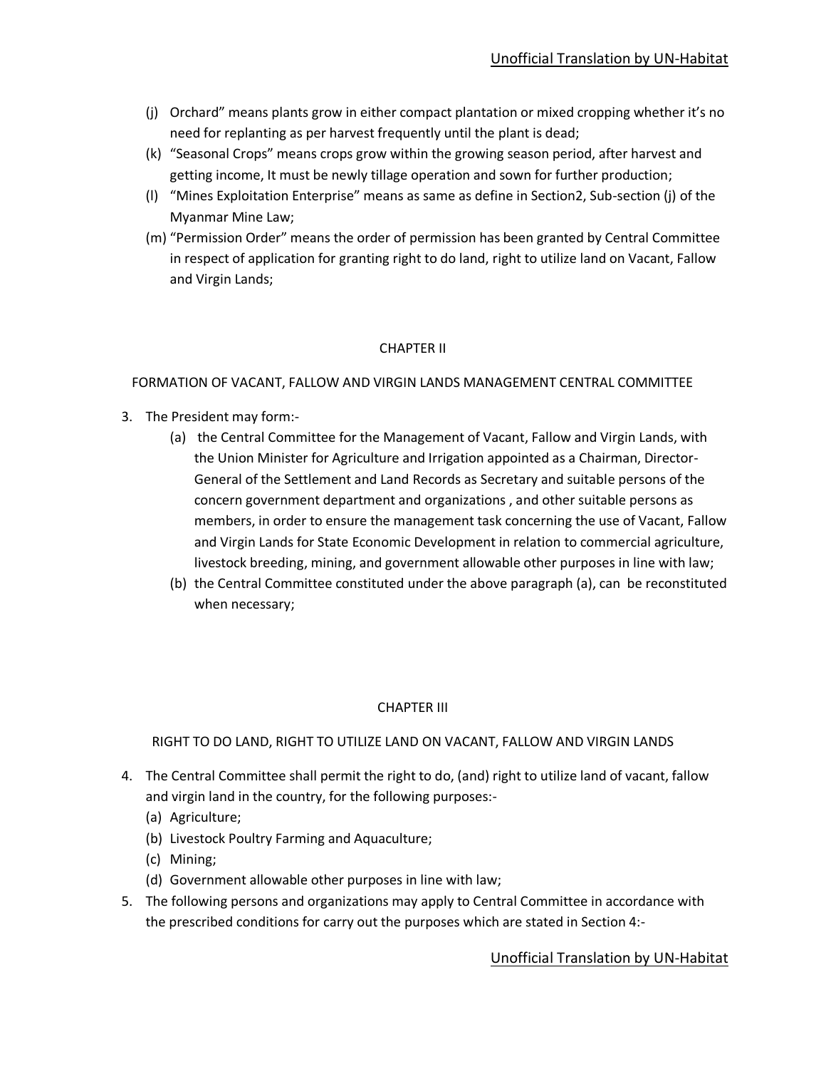(j) Orchard" means plants grow in either compact plantation or mixed cropping whether it's no need for replanting as per harvest frequently until the plant is dead;

(k) "Seasonal Crops" means crops grow within the growing season period, after harvest and getting income, It must be newly tillage operation and sown for further production;

(l) "Mines Exploitation Enterprise" means as same as define in Section2, Sub-section (j) of the Myanmar Mine Law;

(m) "Permission Order" means the order of permission has been granted by Central Committee in respect of application for granting right to do land, right to utilize land on Vacant, Fallow and Virgin Lands;

## CHAPTER II

## FORMATION OF VACANT, FALLOW AND VIRGIN LANDS MANAGEMENT CENTRAL COMMITTEE

3. The President may form:-
   - (a) the Central Committee for the Management of Vacant, Fallow and Virgin Lands, with the Union Minister for Agriculture and Irrigation appointed as a Chairman, Director-General of the Settlement and Land Records as Secretary and suitable persons of the concern government department and organizations , and other suitable persons as members, in order to ensure the management task concerning the use of Vacant, Fallow and Virgin Lands for State Economic Development in relation to commercial agriculture, livestock breeding, mining, and government allowable other purposes in line with law;
   - (b) the Central Committee constituted under the above paragraph (a), can be reconstituted when necessary;

## CHAPTER III

## RIGHT TO DO LAND, RIGHT TO UTILIZE LAND ON VACANT, FALLOW AND VIRGIN LANDS

4. The Central Committee shall permit the right to do, (and) right to utilize land of vacant, fallow and virgin land in the country, for the following purposes:-
   - (a) Agriculture;
   - (b) Livestock Poultry Farming and Aquaculture;
   - (c) Mining;
   - (d) Government allowable other purposes in line with law;
5. The following persons and organizations may apply to Central Committee in accordance with the prescribed conditions for carry out the purposes which are stated in Section 4:-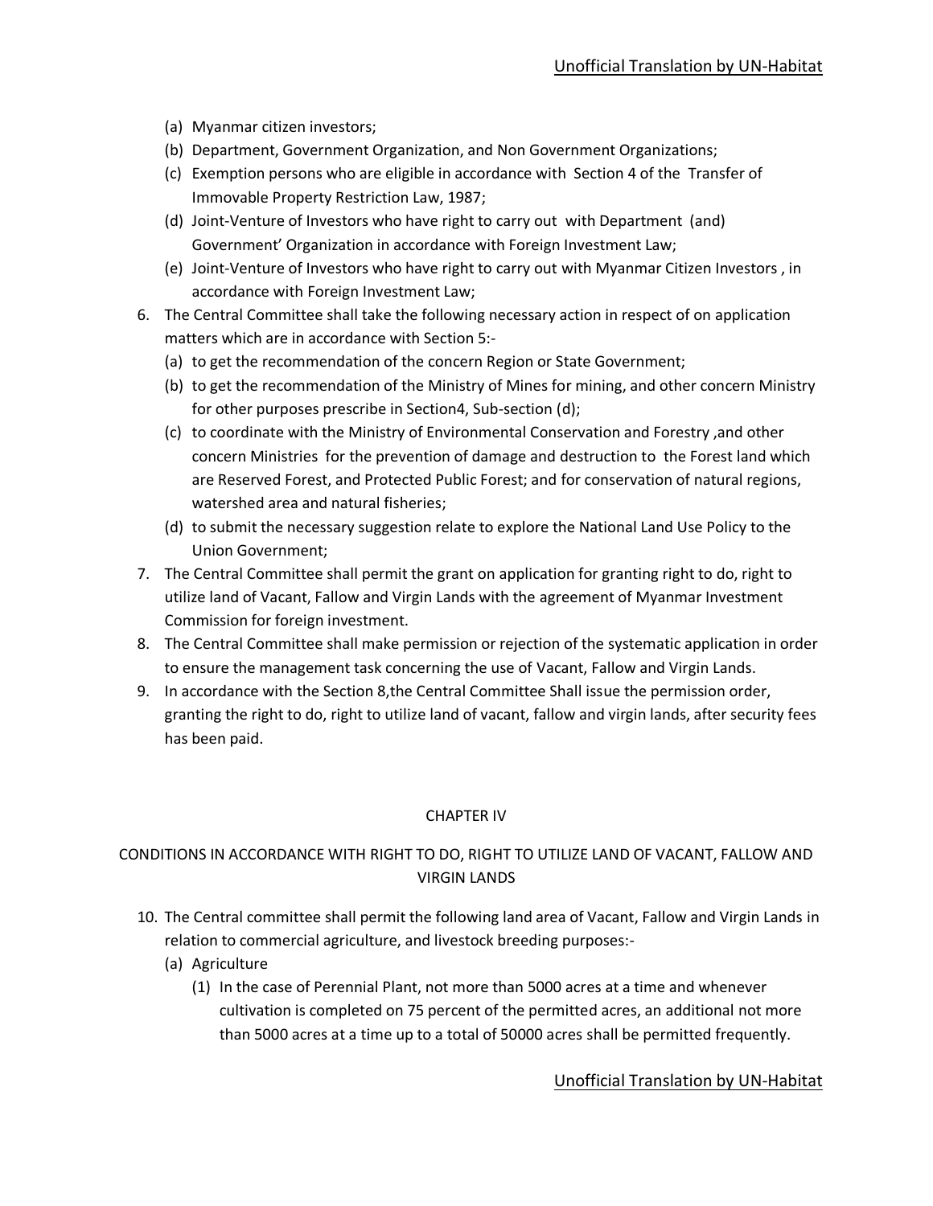(a) Myanmar citizen investors;
(b) Department, Government Organization, and Non Government Organizations;
(c) Exemption persons who are eligible in accordance with Section 4 of the Transfer of Immovable Property Restriction Law, 1987;
(d) Joint-Venture of Investors who have right to carry out with Department (and) Government' Organization in accordance with Foreign Investment Law;
(e) Joint-Venture of Investors who have right to carry out with Myanmar Citizen Investors , in accordance with Foreign Investment Law;

6. The Central Committee shall take the following necessary action in respect of on application matters which are in accordance with Section 5:-
   (a) to get the recommendation of the concern Region or State Government;
   (b) to get the recommendation of the Ministry of Mines for mining, and other concern Ministry for other purposes prescribe in Section4, Sub-section (d);
   (c) to coordinate with the Ministry of Environmental Conservation and Forestry ,and other concern Ministries for the prevention of damage and destruction to the Forest land which are Reserved Forest, and Protected Public Forest; and for conservation of natural regions, watershed area and natural fisheries;
   (d) to submit the necessary suggestion relate to explore the National Land Use Policy to the Union Government;
7. The Central Committee shall permit the grant on application for granting right to do, right to utilize land of Vacant, Fallow and Virgin Lands with the agreement of Myanmar Investment Commission for foreign investment.
8. The Central Committee shall make permission or rejection of the systematic application in order to ensure the management task concerning the use of Vacant, Fallow and Virgin Lands.
9. In accordance with the Section 8,the Central Committee Shall issue the permission order, granting the right to do, right to utilize land of vacant, fallow and virgin lands, after security fees has been paid.

## CHAPTER IV

## CONDITIONS IN ACCORDANCE WITH RIGHT TO DO, RIGHT TO UTILIZE LAND OF VACANT, FALLOW AND VIRGIN LANDS

10. The Central committee shall permit the following land area of Vacant, Fallow and Virgin Lands in relation to commercial agriculture, and livestock breeding purposes:-
    (a) Agriculture
        (1) In the case of Perennial Plant, not more than 5000 acres at a time and whenever cultivation is completed on 75 percent of the permitted acres, an additional not more than 5000 acres at a time up to a total of 50000 acres shall be permitted frequently.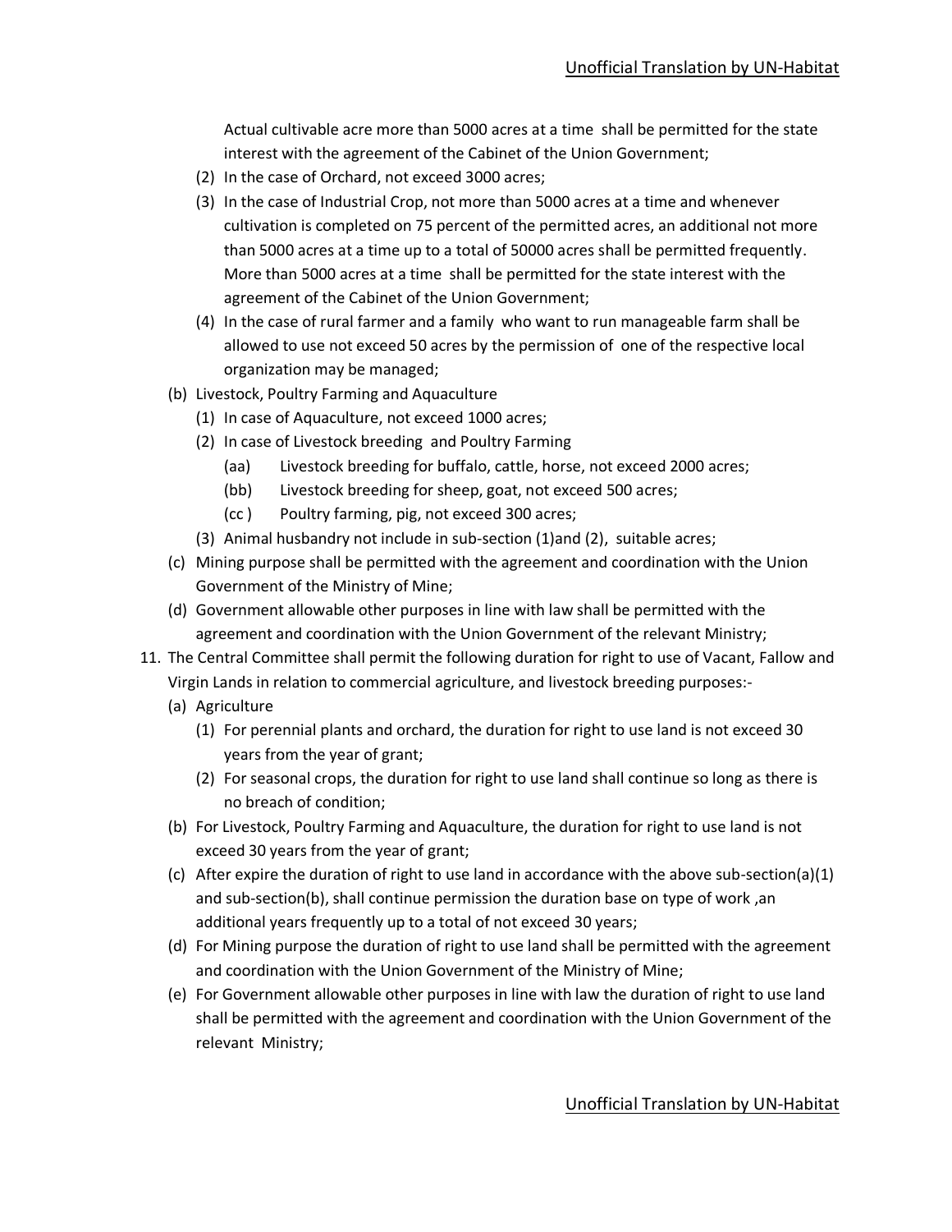Actual cultivable acre more than 5000 acres at a time shall be permitted for the state interest with the agreement of the Cabinet of the Union Government;

(2) In the case of Orchard, not exceed 3000 acres;

(3) In the case of Industrial Crop, not more than 5000 acres at a time and whenever cultivation is completed on 75 percent of the permitted acres, an additional not more than 5000 acres at a time up to a total of 50000 acres shall be permitted frequently. More than 5000 acres at a time shall be permitted for the state interest with the agreement of the Cabinet of the Union Government;

(4) In the case of rural farmer and a family who want to run manageable farm shall be allowed to use not exceed 50 acres by the permission of one of the respective local organization may be managed;

(b) Livestock, Poultry Farming and Aquaculture

(1) In case of Aquaculture, not exceed 1000 acres;

(2) In case of Livestock breeding and Poultry Farming

(aa) Livestock breeding for buffalo, cattle, horse, not exceed 2000 acres;

(bb) Livestock breeding for sheep, goat, not exceed 500 acres;

(cc) Poultry farming, pig, not exceed 300 acres;

(3) Animal husbandry not include in sub-section (1)and (2), suitable acres;

(c) Mining purpose shall be permitted with the agreement and coordination with the Union Government of the Ministry of Mine;

(d) Government allowable other purposes in line with law shall be permitted with the agreement and coordination with the Union Government of the relevant Ministry;

11. The Central Committee shall permit the following duration for right to use of Vacant, Fallow and Virgin Lands in relation to commercial agriculture, and livestock breeding purposes:-

(a) Agriculture

(1) For perennial plants and orchard, the duration for right to use land is not exceed 30 years from the year of grant;

(2) For seasonal crops, the duration for right to use land shall continue so long as there is no breach of condition;

(b) For Livestock, Poultry Farming and Aquaculture, the duration for right to use land is not exceed 30 years from the year of grant;

(c) After expire the duration of right to use land in accordance with the above sub-section(a)(1) and sub-section(b), shall continue permission the duration base on type of work ,an additional years frequently up to a total of not exceed 30 years;

(d) For Mining purpose the duration of right to use land shall be permitted with the agreement and coordination with the Union Government of the Ministry of Mine;

(e) For Government allowable other purposes in line with law the duration of right to use land shall be permitted with the agreement and coordination with the Union Government of the relevant Ministry;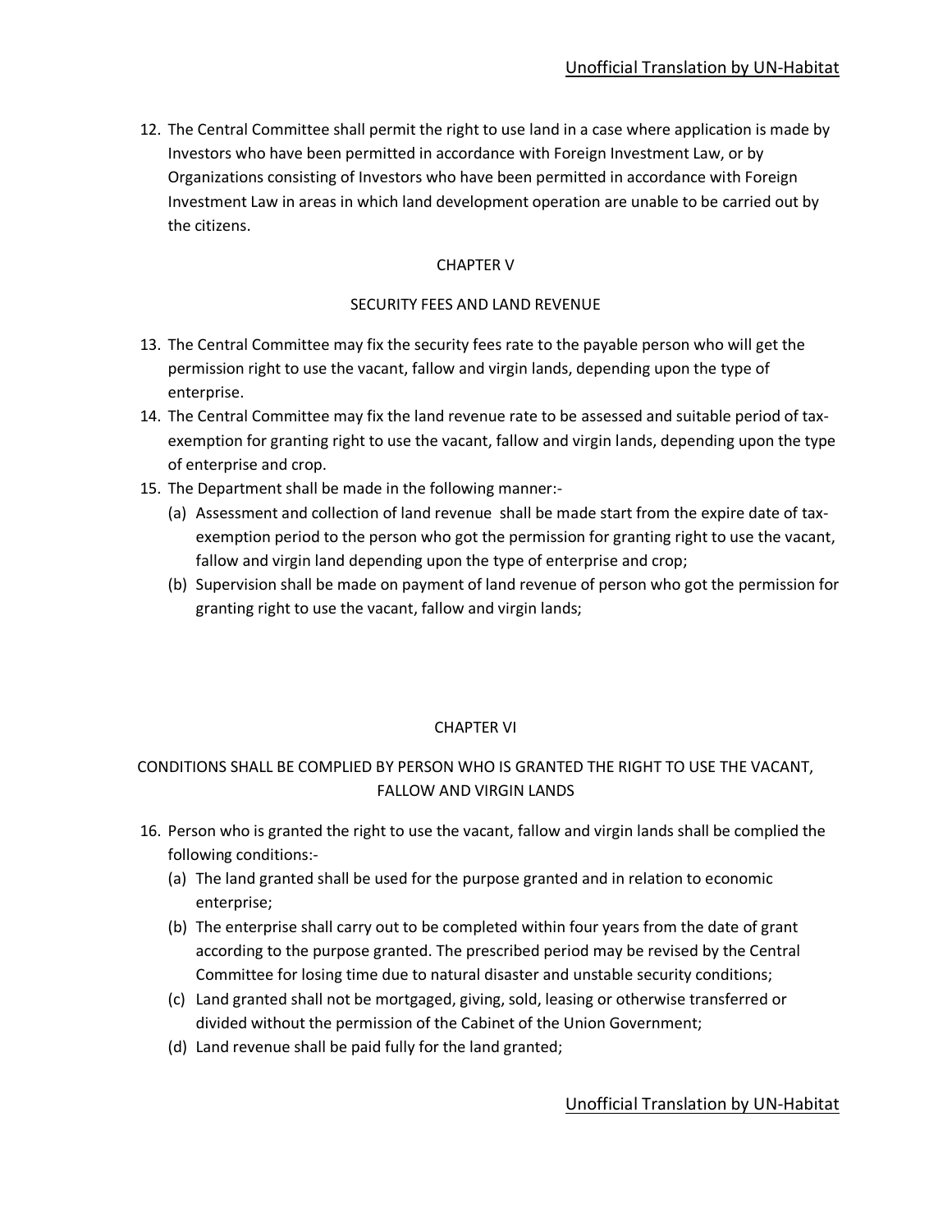12. The Central Committee shall permit the right to use land in a case where application is made by Investors who have been permitted in accordance with Foreign Investment Law, or by Organizations consisting of Investors who have been permitted in accordance with Foreign Investment Law in areas in which land development operation are unable to be carried out by the citizens.

## CHAPTER V

## SECURITY FEES AND LAND REVENUE

13. The Central Committee may fix the security fees rate to the payable person who will get the permission right to use the vacant, fallow and virgin lands, depending upon the type of enterprise.
14. The Central Committee may fix the land revenue rate to be assessed and suitable period of tax-exemption for granting right to use the vacant, fallow and virgin lands, depending upon the type of enterprise and crop.
15. The Department shall be made in the following manner:-
    (a) Assessment and collection of land revenue shall be made start from the expire date of tax-exemption period to the person who got the permission for granting right to use the vacant, fallow and virgin land depending upon the type of enterprise and crop;
    (b) Supervision shall be made on payment of land revenue of person who got the permission for granting right to use the vacant, fallow and virgin lands;

## CHAPTER VI

## CONDITIONS SHALL BE COMPLIED BY PERSON WHO IS GRANTED THE RIGHT TO USE THE VACANT, FALLOW AND VIRGIN LANDS

16. Person who is granted the right to use the vacant, fallow and virgin lands shall be complied the following conditions:-
    (a) The land granted shall be used for the purpose granted and in relation to economic enterprise;
    (b) The enterprise shall carry out to be completed within four years from the date of grant according to the purpose granted. The prescribed period may be revised by the Central Committee for losing time due to natural disaster and unstable security conditions;
    (c) Land granted shall not be mortgaged, giving, sold, leasing or otherwise transferred or divided without the permission of the Cabinet of the Union Government;
    (d) Land revenue shall be paid fully for the land granted;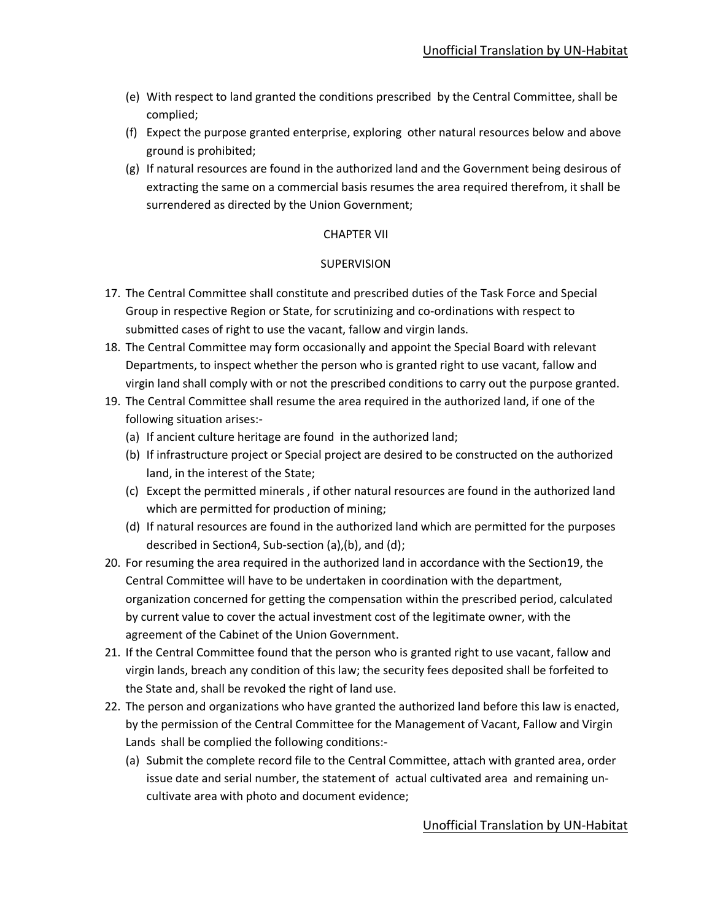(e) With respect to land granted the conditions prescribed by the Central Committee, shall be complied;

(f) Expect the purpose granted enterprise, exploring other natural resources below and above ground is prohibited;

(g) If natural resources are found in the authorized land and the Government being desirous of extracting the same on a commercial basis resumes the area required therefrom, it shall be surrendered as directed by the Union Government;

## CHAPTER VII

## SUPERVISION

17. The Central Committee shall constitute and prescribed duties of the Task Force and Special Group in respective Region or State, for scrutinizing and co-ordinations with respect to submitted cases of right to use the vacant, fallow and virgin lands.
18. The Central Committee may form occasionally and appoint the Special Board with relevant Departments, to inspect whether the person who is granted right to use vacant, fallow and virgin land shall comply with or not the prescribed conditions to carry out the purpose granted.
19. The Central Committee shall resume the area required in the authorized land, if one of the following situation arises:-
    (a) If ancient culture heritage are found in the authorized land;
    (b) If infrastructure project or Special project are desired to be constructed on the authorized land, in the interest of the State;
    (c) Except the permitted minerals , if other natural resources are found in the authorized land which are permitted for production of mining;
    (d) If natural resources are found in the authorized land which are permitted for the purposes described in Section4, Sub-section (a),(b), and (d);
20. For resuming the area required in the authorized land in accordance with the Section19, the Central Committee will have to be undertaken in coordination with the department, organization concerned for getting the compensation within the prescribed period, calculated by current value to cover the actual investment cost of the legitimate owner, with the agreement of the Cabinet of the Union Government.
21. If the Central Committee found that the person who is granted right to use vacant, fallow and virgin lands, breach any condition of this law; the security fees deposited shall be forfeited to the State and, shall be revoked the right of land use.
22. The person and organizations who have granted the authorized land before this law is enacted, by the permission of the Central Committee for the Management of Vacant, Fallow and Virgin Lands shall be complied the following conditions:-
    (a) Submit the complete record file to the Central Committee, attach with granted area, order issue date and serial number, the statement of actual cultivated area and remaining un-cultivate area with photo and document evidence;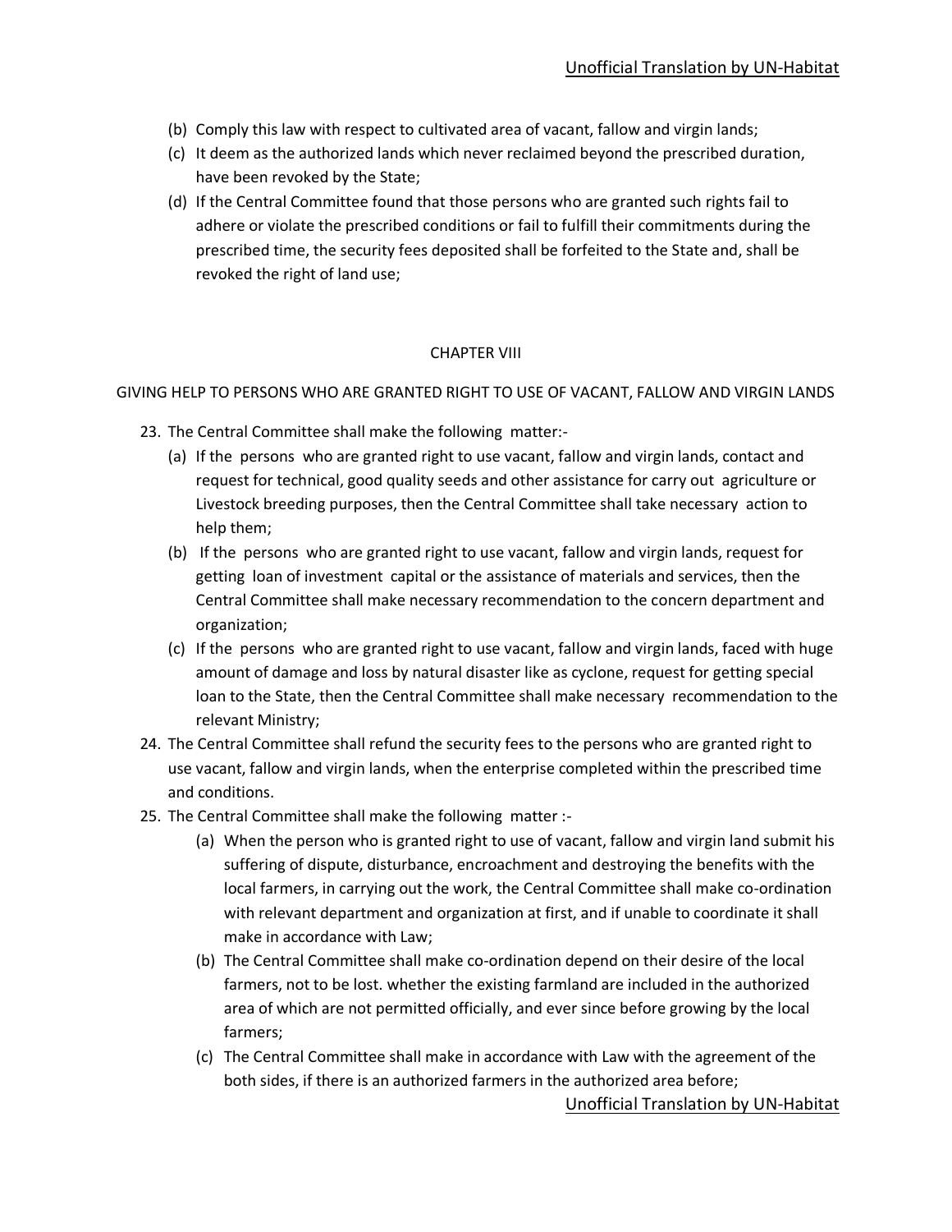(b) Comply this law with respect to cultivated area of vacant, fallow and virgin lands;

(c) It deem as the authorized lands which never reclaimed beyond the prescribed duration, have been revoked by the State;

(d) If the Central Committee found that those persons who are granted such rights fail to adhere or violate the prescribed conditions or fail to fulfill their commitments during the prescribed time, the security fees deposited shall be forfeited to the State and, shall be revoked the right of land use;

## CHAPTER VIII

### GIVING HELP TO PERSONS WHO ARE GRANTED RIGHT TO USE OF VACANT, FALLOW AND VIRGIN LANDS

23. The Central Committee shall make the following matter:-
    (a) If the persons who are granted right to use vacant, fallow and virgin lands, contact and request for technical, good quality seeds and other assistance for carry out agriculture or Livestock breeding purposes, then the Central Committee shall take necessary action to help them;
    (b) If the persons who are granted right to use vacant, fallow and virgin lands, request for getting loan of investment capital or the assistance of materials and services, then the Central Committee shall make necessary recommendation to the concern department and organization;
    (c) If the persons who are granted right to use vacant, fallow and virgin lands, faced with huge amount of damage and loss by natural disaster like as cyclone, request for getting special loan to the State, then the Central Committee shall make necessary recommendation to the relevant Ministry;
24. The Central Committee shall refund the security fees to the persons who are granted right to use vacant, fallow and virgin lands, when the enterprise completed within the prescribed time and conditions.
25. The Central Committee shall make the following matter :-
    (a) When the person who is granted right to use of vacant, fallow and virgin land submit his suffering of dispute, disturbance, encroachment and destroying the benefits with the local farmers, in carrying out the work, the Central Committee shall make co-ordination with relevant department and organization at first, and if unable to coordinate it shall make in accordance with Law;
    (b) The Central Committee shall make co-ordination depend on their desire of the local farmers, not to be lost. whether the existing farmland are included in the authorized area of which are not permitted officially, and ever since before growing by the local farmers;
    (c) The Central Committee shall make in accordance with Law with the agreement of the both sides, if there is an authorized farmers in the authorized area before;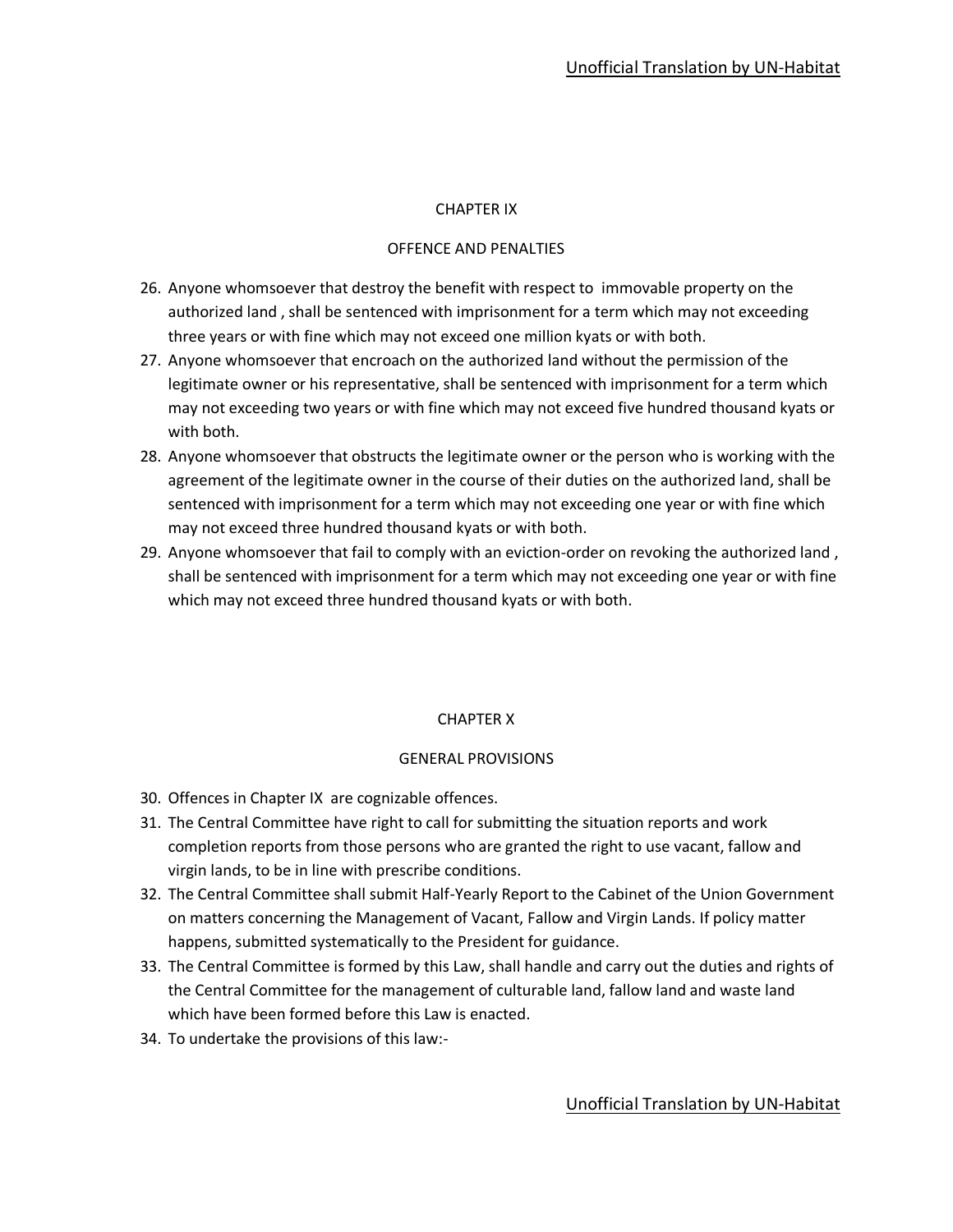## CHAPTER IX

## OFFENCE AND PENALTIES

26. Anyone whomsoever that destroy the benefit with respect to immovable property on the authorized land , shall be sentenced with imprisonment for a term which may not exceeding three years or with fine which may not exceed one million kyats or with both.
27. Anyone whomsoever that encroach on the authorized land without the permission of the legitimate owner or his representative, shall be sentenced with imprisonment for a term which may not exceeding two years or with fine which may not exceed five hundred thousand kyats or with both.
28. Anyone whomsoever that obstructs the legitimate owner or the person who is working with the agreement of the legitimate owner in the course of their duties on the authorized land, shall be sentenced with imprisonment for a term which may not exceeding one year or with fine which may not exceed three hundred thousand kyats or with both.
29. Anyone whomsoever that fail to comply with an eviction-order on revoking the authorized land , shall be sentenced with imprisonment for a term which may not exceeding one year or with fine which may not exceed three hundred thousand kyats or with both.

## CHAPTER X

## GENERAL PROVISIONS

30. Offences in Chapter IX are cognizable offences.
31. The Central Committee have right to call for submitting the situation reports and work completion reports from those persons who are granted the right to use vacant, fallow and virgin lands, to be in line with prescribe conditions.
32. The Central Committee shall submit Half-Yearly Report to the Cabinet of the Union Government on matters concerning the Management of Vacant, Fallow and Virgin Lands. If policy matter happens, submitted systematically to the President for guidance.
33. The Central Committee is formed by this Law, shall handle and carry out the duties and rights of the Central Committee for the management of culturable land, fallow land and waste land which have been formed before this Law is enacted.
34. To undertake the provisions of this law:-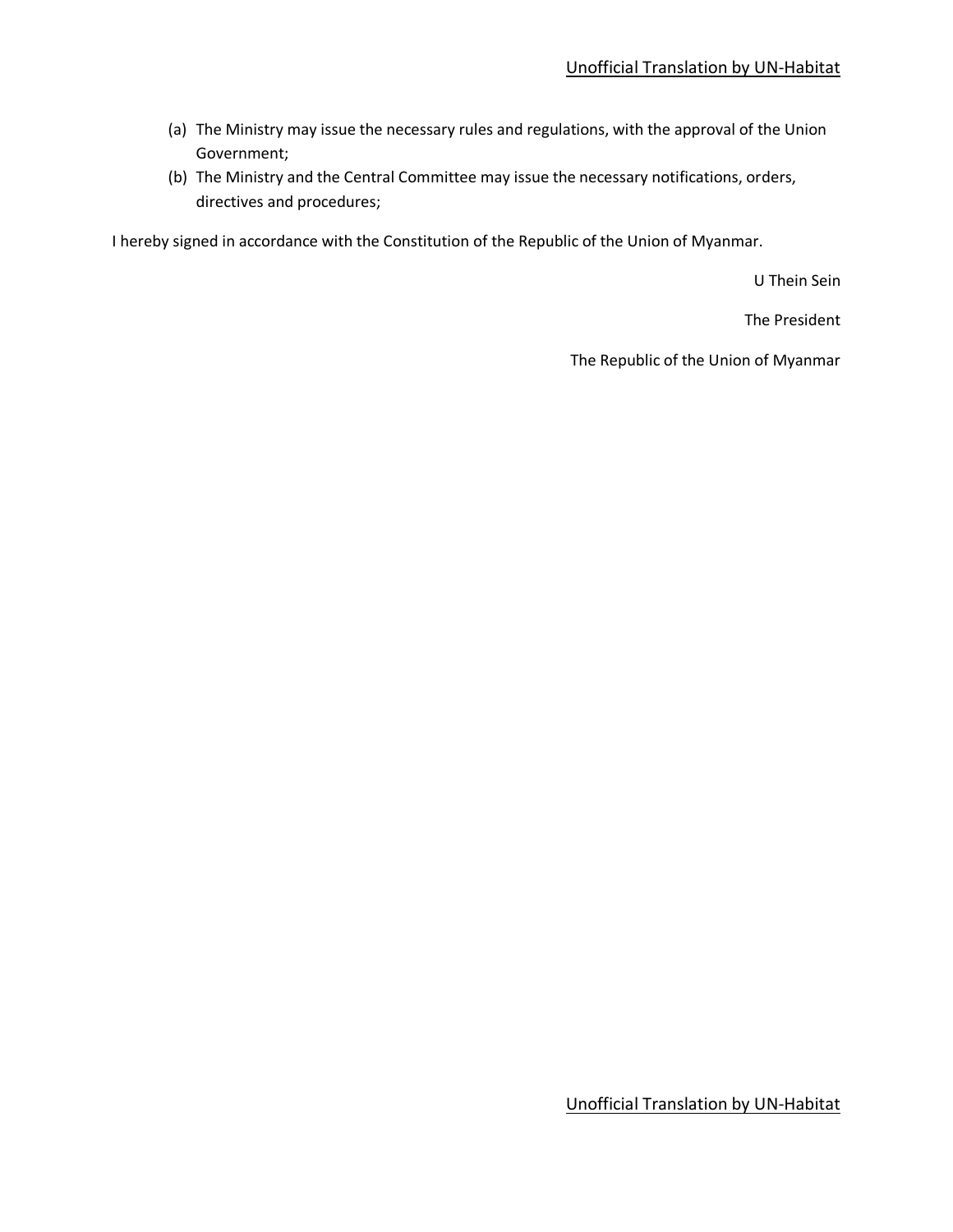(a) The Ministry may issue the necessary rules and regulations, with the approval of the Union Government;

(b) The Ministry and the Central Committee may issue the necessary notifications, orders, directives and procedures;

I hereby signed in accordance with the Constitution of the Republic of the Union of Myanmar.

U Thein Sein

The President

The Republic of the Union of Myanmar